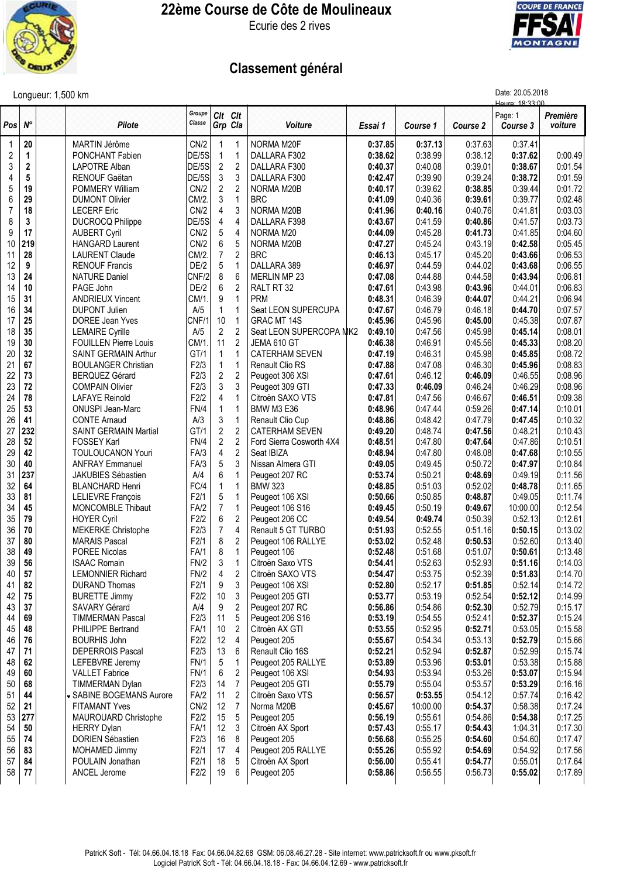# 22ème Course de Côte de Moulineaux

Ecurie des 2 rives

COUPE DE FRANCE FFSA MONTAGNE

## Classement général

Longueur: 1,500 km

Date: 20.05.2018
Heure: 18:33:00

| Pos | N° | | Pilote | Groupe Classe | Clt Grp | Clt Cla | Voiture | Essai 1 | Course 1 | Course 2 | Course 3 | Première voiture |
|---|---|---|---|---|---|---|---|---|---|---|---|---|
| 1 | **20** | | MARTIN Jérôme | CN/2 | 1 | 1 | NORMA M20F | **0:37.85** | **0:37.13** | 0:37.63 | 0:37.41 | |
| 2 | **1** | | PONCHANT Fabien | DE/5S | 1 | 1 | DALLARA F302 | **0:38.62** | 0:38.99 | 0:38.12 | **0:37.62** | 0:00.49 |
| 3 | **2** | | LAPOTRE Alban | DE/5S | 2 | 2 | DALLARA F300 | **0:40.37** | 0:40.08 | 0:39.01 | **0:38.67** | 0:01.54 |
| 4 | **5** | | RENOUF Gaëtan | DE/5S | 3 | 3 | DALLARA F300 | **0:42.47** | 0:39.90 | 0:39.24 | **0:38.72** | 0:01.59 |
| 5 | **19** | | POMMERY William | CN/2 | 2 | 2 | NORMA M20B | **0:40.17** | 0:39.62 | **0:38.85** | 0:39.44 | 0:01.72 |
| 6 | **29** | | DUMONT Olivier | CM/2. | 3 | 1 | BRC | **0:41.09** | 0:40.36 | **0:39.61** | 0:39.77 | 0:02.48 |
| 7 | **18** | | LECERF Eric | CN/2 | 4 | 3 | NORMA M20B | **0:41.96** | **0:40.16** | 0:40.76 | 0:41.81 | 0:03.03 |
| 8 | **3** | | DUCROCQ Philippe | DE/5S | 4 | 4 | DALLARA F398 | **0:43.67** | 0:41.59 | **0:40.86** | 0:41.57 | 0:03.73 |
| 9 | **17** | | AUBERT Cyril | CN/2 | 5 | 4 | NORMA M20 | **0:44.09** | 0:45.28 | **0:41.73** | 0:41.85 | 0:04.60 |
| 10 | **219** | | HANGARD Laurent | CN/2 | 6 | 5 | NORMA M20B | **0:47.27** | 0:45.24 | 0:43.19 | **0:42.58** | 0:05.45 |
| 11 | **28** | | LAURENT Claude | CM/2. | 7 | 2 | BRC | **0:46.13** | 0:45.17 | 0:45.20 | **0:43.66** | 0:06.53 |
| 12 | **9** | | RENOUF Francis | DE/2 | 5 | 1 | DALLARA 389 | **0:46.97** | 0:44.59 | 0:44.02 | **0:43.68** | 0:06.55 |
| 13 | **24** | | NATURE Daniel | CNF/2 | 8 | 6 | MERLIN MP 23 | **0:47.08** | 0:44.88 | 0:44.58 | **0:43.94** | 0:06.81 |
| 14 | **10** | | PAGE John | DE/2 | 6 | 2 | RALT RT 32 | **0:47.61** | 0:43.98 | **0:43.96** | 0:44.01 | 0:06.83 |
| 15 | **31** | | ANDRIEUX Vincent | CM/1. | 9 | 1 | PRM | **0:48.31** | 0:46.39 | **0:44.07** | 0:44.21 | 0:06.94 |
| 16 | **34** | | DUPONT Julien | A/5 | 1 | 1 | Seat LEON SUPERCUPA | **0:47.67** | 0:46.79 | 0:46.18 | **0:44.70** | 0:07.57 |
| 17 | **25** | | DOREE Jean Yves | CNF/1 | 10 | 1 | GRAC MT 14S | **0:45.96** | 0:45.96 | **0:45.00** | 0:45.38 | 0:07.87 |
| 18 | **35** | | LEMAIRE Cyrille | A/5 | 2 | 2 | Seat LEON SUPERCOPA MK2 | **0:49.10** | 0:47.56 | 0:45.98 | **0:45.14** | 0:08.01 |
| 19 | **30** | | FOUILLEN Pierre Louis | CM/1. | 11 | 2 | JEMA 610 GT | **0:46.38** | 0:46.91 | 0:45.56 | **0:45.33** | 0:08.20 |
| 20 | **32** | | SAINT GERMAIN Arthur | GT/1 | 1 | 1 | CATERHAM SEVEN | **0:47.19** | 0:46.31 | 0:45.98 | **0:45.85** | 0:08.72 |
| 21 | **67** | | BOULANGER Christian | F2/3 | 1 | 1 | Renault Clio RS | **0:47.88** | 0:47.08 | 0:46.30 | **0:45.96** | 0:08.83 |
| 22 | **73** | | BERQUEZ Gérard | F2/3 | 2 | 2 | Peugeot 306 XSI | **0:47.61** | 0:46.12 | **0:46.09** | 0:46.55 | 0:08.96 |
| 23 | **72** | | COMPAIN Olivier | F2/3 | 3 | 3 | Peugeot 309 GTI | **0:47.33** | **0:46.09** | 0:46.24 | 0:46.29 | 0:08.96 |
| 24 | **78** | | LAFAYE Reinold | F2/2 | 4 | 1 | Citroën SAXO VTS | **0:47.81** | 0:47.56 | 0:46.67 | **0:46.51** | 0:09.38 |
| 25 | **53** | | ONUSPI Jean-Marc | FN/4 | 1 | 1 | BMW M3 E36 | **0:48.96** | 0:47.44 | 0:59.26 | **0:47.14** | 0:10.01 |
| 26 | **41** | | CONTE Arnaud | A/3 | 3 | 1 | Renault Clio Cup | **0:48.86** | 0:48.42 | 0:47.79 | **0:47.45** | 0:10.32 |
| 27 | **232** | | SAINT GERMAIN Martial | GT/1 | 2 | 2 | CATERHAM SEVEN | **0:49.20** | 0:48.74 | **0:47.56** | 0:48.21 | 0:10.43 |
| 28 | **52** | | FOSSEY Karl | FN/4 | 2 | 2 | Ford Sierra Cosworth 4X4 | **0:48.51** | 0:47.80 | **0:47.64** | 0:47.86 | 0:10.51 |
| 29 | **42** | | TOULOUCANON Youri | FA/3 | 4 | 2 | Seat IBIZA | **0:48.94** | 0:47.80 | 0:48.08 | **0:47.68** | 0:10.55 |
| 30 | **40** | | ANFRAY Emmanuel | FA/3 | 5 | 3 | Nissan Almera GTI | **0:49.05** | 0:49.45 | 0:50.72 | **0:47.97** | 0:10.84 |
| 31 | **237** | | JAKUBIES Sébastien | A/4 | 6 | 1 | Peugeot 207 RC | **0:53.74** | 0:50.21 | **0:48.69** | 0:49.19 | 0:11.56 |
| 32 | **64** | | BLANCHARD Henri | FC/4 | 1 | 1 | BMW 323 | **0:48.85** | 0:51.03 | 0:52.02 | **0:48.78** | 0:11.65 |
| 33 | **81** | | LELIEVRE François | F2/1 | 5 | 1 | Peugeot 106 XSI | **0:50.66** | 0:50.85 | **0:48.87** | 0:49.05 | 0:11.74 |
| 34 | **45** | | MONCOMBLE Thibaut | FA/2 | 7 | 1 | Peugeot 106 S16 | **0:49.45** | 0:50.19 | **0:49.67** | 10:00.00 | 0:12.54 |
| 35 | **79** | | HOYER Cyril | F2/2 | 6 | 2 | Peugeot 206 CC | **0:49.54** | **0:49.74** | 0:50.39 | 0:52.13 | 0:12.61 |
| 36 | **70** | | MEKERKE Christophe | F2/3 | 7 | 4 | Renault 5 GT TURBO | **0:51.93** | 0:52.55 | 0:51.16 | **0:50.15** | 0:13.02 |
| 37 | **80** | | MARAIS Pascal | F2/1 | 8 | 2 | Peugeot 106 RALLYE | **0:53.02** | 0:52.48 | **0:50.53** | 0:52.60 | 0:13.40 |
| 38 | **49** | | POREE Nicolas | FA/1 | 8 | 1 | Peugeot 106 | **0:52.48** | 0:51.68 | 0:51.07 | **0:50.61** | 0:13.48 |
| 39 | **56** | | ISAAC Romain | FN/2 | 3 | 1 | Citroën Saxo VTS | **0:54.41** | 0:52.63 | 0:52.93 | **0:51.16** | 0:14.03 |
| 40 | **57** | | LEMONNIER Richard | FN/2 | 4 | 2 | Citroën SAXO VTS | **0:54.47** | 0:53.75 | 0:52.39 | **0:51.83** | 0:14.70 |
| 41 | **82** | | DURAND Thomas | F2/1 | 9 | 3 | Peugeot 106 XSI | **0:52.80** | 0:52.17 | **0:51.85** | 0:52.14 | 0:14.72 |
| 42 | **75** | | BURETTE Jimmy | F2/2 | 10 | 3 | Peugeot 205 GTI | **0:53.77** | 0:53.19 | 0:52.54 | **0:52.12** | 0:14.99 |
| 43 | **37** | | SAVARY Gérard | A/4 | 9 | 2 | Peugeot 207 RC | **0:56.86** | 0:54.86 | **0:52.30** | 0:52.79 | 0:15.17 |
| 44 | **69** | | TIMMERMAN Pascal | F2/3 | 11 | 5 | Peugeot 206 S16 | **0:53.19** | 0:54.55 | 0:52.41 | **0:52.37** | 0:15.24 |
| 45 | **48** | | PHILIPPE Bertrand | FA/1 | 10 | 2 | Citroën AX GTI | **0:53.55** | 0:52.95 | **0:52.71** | 0:53.05 | 0:15.58 |
| 46 | **76** | | BOURHIS John | F2/2 | 12 | 4 | Peugeot 205 | **0:55.67** | 0:54.34 | 0:53.13 | **0:52.79** | 0:15.66 |
| 47 | **71** | | DEPERROIS Pascal | F2/3 | 13 | 6 | Renault Clio 16S | **0:52.21** | 0:52.94 | **0:52.87** | 0:52.99 | 0:15.74 |
| 48 | **62** | | LEFEBVRE Jeremy | FN/1 | 5 | 1 | Peugeot 205 RALLYE | **0:53.89** | 0:53.96 | **0:53.01** | 0:53.38 | 0:15.88 |
| 49 | **60** | | VALLET Fabrice | FN/1 | 6 | 2 | Peugeot 106 XSI | **0:54.93** | 0:53.94 | 0:53.26 | **0:53.07** | 0:15.94 |
| 50 | **68** | | TIMMERMAN Dylan | F2/3 | 14 | 7 | Peugeot 205 GTI | **0:55.79** | 0:55.04 | 0:53.57 | **0:53.29** | 0:16.16 |
| 51 | **44** | ♦ | SABINE BOGEMANS Aurore | FA/2 | 11 | 2 | Citroën Saxo VTS | **0:56.57** | **0:53.55** | 0:54.12 | 0:57.74 | 0:16.42 |
| 52 | **21** | | FITAMANT Yves | CN/2 | 12 | 7 | Norma M20B | **0:45.67** | 10:00.00 | **0:54.37** | 0:58.38 | 0:17.24 |
| 53 | **277** | | MAUROUARD Christophe | F2/2 | 15 | 5 | Peugeot 205 | **0:56.19** | 0:55.61 | 0:54.86 | **0:54.38** | 0:17.25 |
| 54 | **50** | | HERRY Dylan | FA/1 | 12 | 3 | Citroën AX Sport | **0:57.43** | 0:55.17 | **0:54.43** | 1:04.31 | 0:17.30 |
| 55 | **74** | | DORIEN Sébastien | F2/3 | 16 | 8 | Peugeot 205 | **0:56.68** | 0:55.25 | **0:54.60** | 0:54.60 | 0:17.47 |
| 56 | **83** | | MOHAMED Jimmy | F2/1 | 17 | 4 | Peugeot 205 RALLYE | **0:55.26** | 0:55.92 | **0:54.69** | 0:54.92 | 0:17.56 |
| 57 | **84** | | POULAIN Jonathan | F2/1 | 18 | 5 | Citroën AX Sport | **0:56.00** | 0:55.41 | **0:54.77** | 0:55.01 | 0:17.64 |
| 58 | **77** | | ANCEL Jerome | F2/2 | 19 | 6 | Peugeot 205 | **0:58.86** | 0:56.55 | 0:56.73 | **0:55.02** | 0:17.89 |

PatricK Soft - Tél: 04.66.04.18.18 Fax: 04.66.04.82.68 GSM: 06.08.46.27.28 - Site internet: www.patricksoft.fr ou www.pksoft.fr
Logiciel PatricK Soft - Tél: 04.66.04.18.18 - Fax: 04.66.04.12.69 - www.patricksoft.fr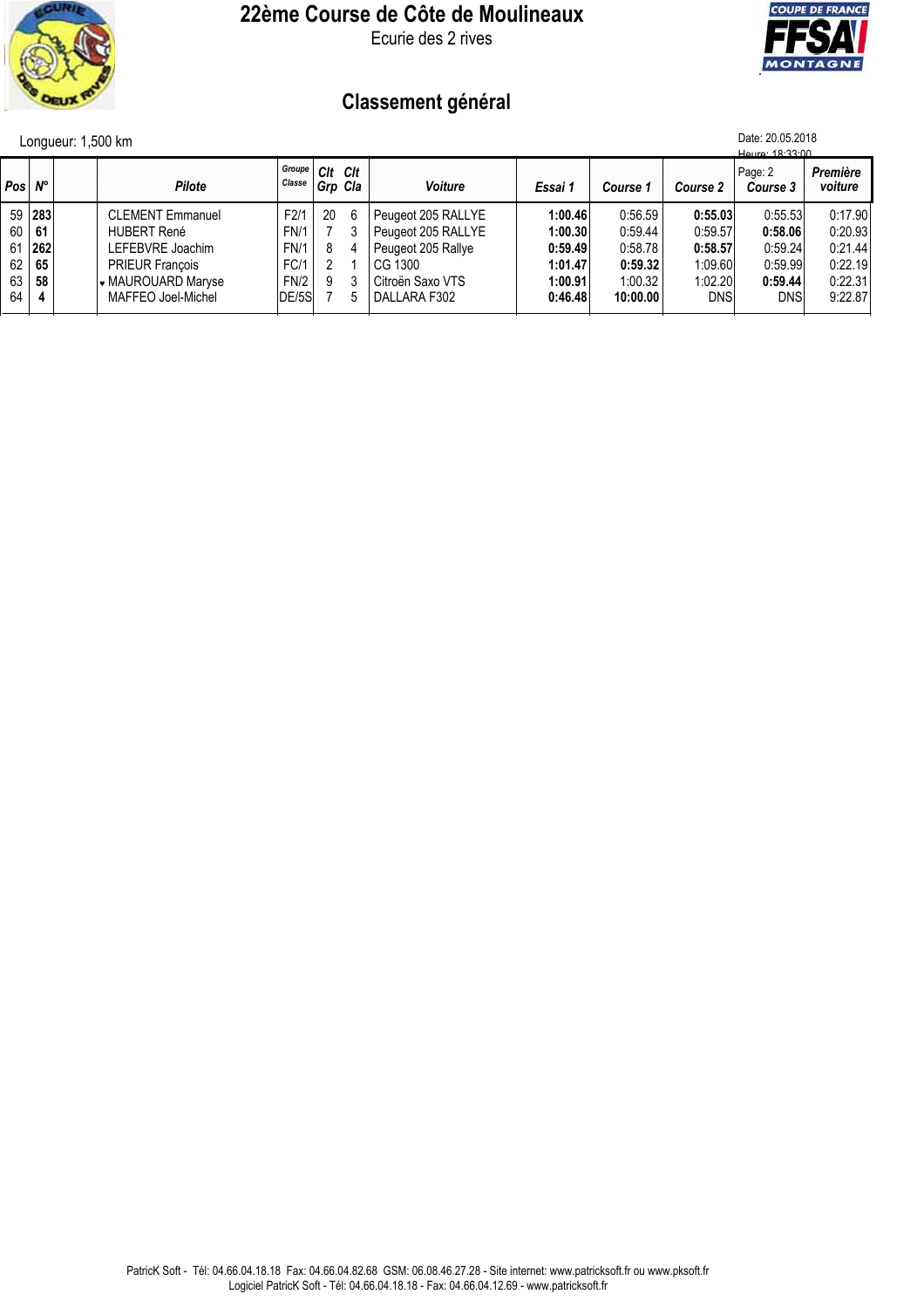# 22ème Course de Côte de Moulineaux

Ecurie des 2 rives

## Classement général

Longueur: 1,500 km

Date: 20.05.2018
Heure: 18:33:00
Page: 2

| Pos | N° | | Pilote | Groupe Classe | Clt Grp | Clt Cla | Voiture | Essai 1 | Course 1 | Course 2 | Course 3 | Première voiture |
|---|---|---|---|---|---|---|---|---|---|---|---|---|
| 59 | **283** | | CLEMENT Emmanuel | F2/1 | 20 | 6 | Peugeot 205 RALLYE | **1:00.46** | 0:56.59 | **0:55.03** | 0:55.53 | 0:17.90 |
| 60 | **61** | | HUBERT René | FN/1 | 7 | 3 | Peugeot 205 RALLYE | **1:00.30** | 0:59.44 | 0:59.57 | **0:58.06** | 0:20.93 |
| 61 | **262** | | LEFEBVRE Joachim | FN/1 | 8 | 4 | Peugeot 205 Rallye | **0:59.49** | 0:58.78 | **0:58.57** | 0:59.24 | 0:21.44 |
| 62 | **65** | | PRIEUR François | FC/1 | 2 | 1 | CG 1300 | **1:01.47** | **0:59.32** | 1:09.60 | 0:59.99 | 0:22.19 |
| 63 | **58** | | ♥ MAUROUARD Maryse | FN/2 | 9 | 3 | Citroën Saxo VTS | **1:00.91** | 1:00.32 | 1:02.20 | **0:59.44** | 0:22.31 |
| 64 | **4** | | MAFFEO Joel-Michel | DE/5S | 7 | 5 | DALLARA F302 | **0:46.48** | **10:00.00** | DNS | DNS | 9:22.87 |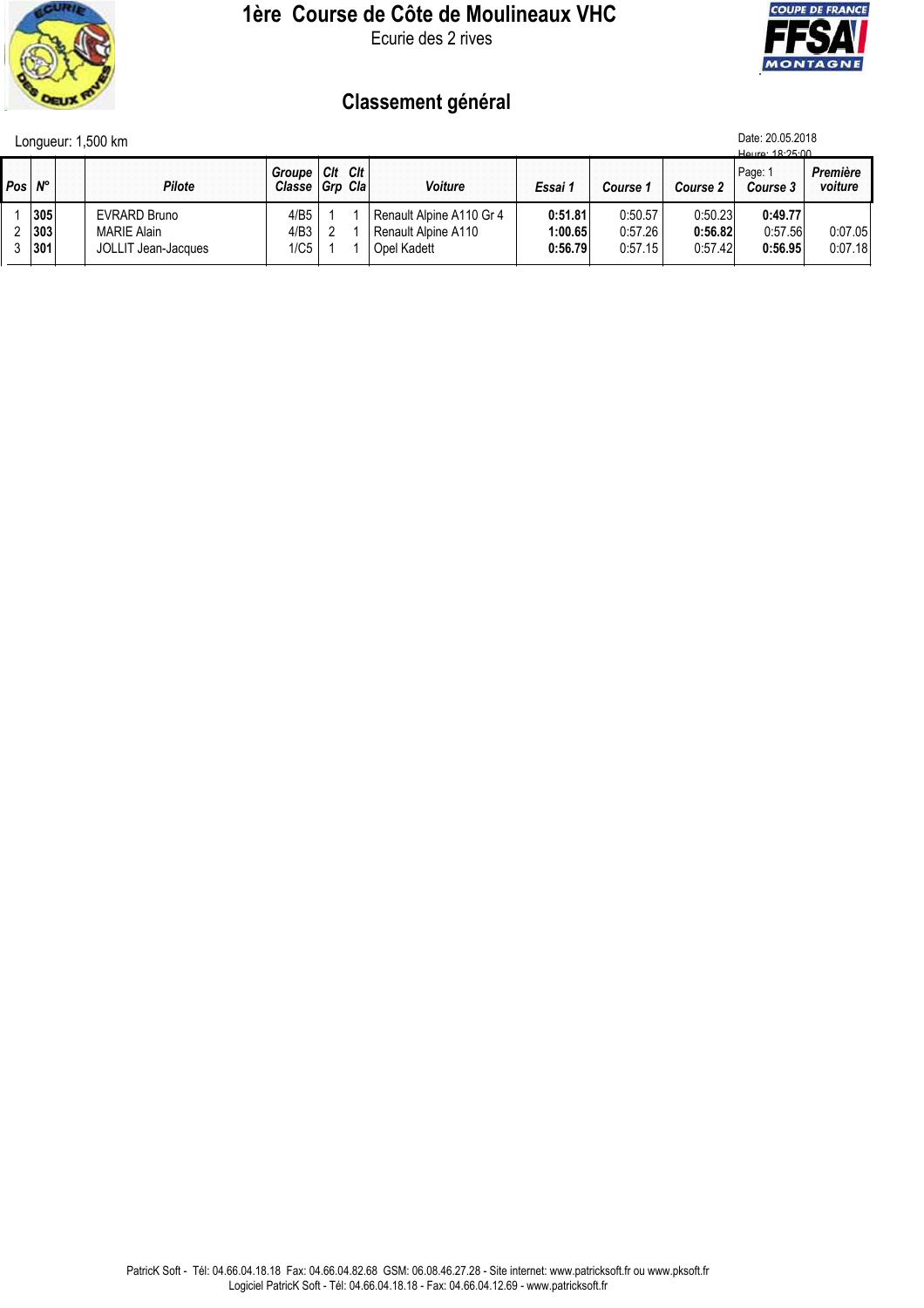# 1ère Course de Côte de Moulineaux VHC

Ecurie des 2 rives

## Classement général

Longueur: 1,500 km

Date: 20.05.2018
Heure: 18:25:00
Page: 1

| Pos | N° | | Pilote | Groupe Classe | Clt Grp | Clt Cla | Voiture | Essai 1 | Course 1 | Course 2 | Course 3 | Première voiture |
|---|---|---|---|---|---|---|---|---|---|---|---|---|
| 1 | **305** | | EVRARD Bruno | 4/B5 | 1 | 1 | Renault Alpine A110 Gr 4 | **0:51.81** | 0:50.57 | 0:50.23 | **0:49.77** | |
| 2 | **303** | | MARIE Alain | 4/B3 | 2 | 1 | Renault Alpine A110 | **1:00.65** | 0:57.26 | **0:56.82** | 0:57.56 | 0:07.05 |
| 3 | **301** | | JOLLIT Jean-Jacques | 1/C5 | 1 | 1 | Opel Kadett | **0:56.79** | 0:57.15 | 0:57.42 | **0:56.95** | 0:07.18 |

PatricK Soft - Tél: 04.66.04.18.18 Fax: 04.66.04.82.68 GSM: 06.08.46.27.28 - Site internet: www.patricksoft.fr ou www.pksoft.fr
Logiciel PatricK Soft - Tél: 04.66.04.18.18 - Fax: 04.66.04.12.69 - www.patricksoft.fr